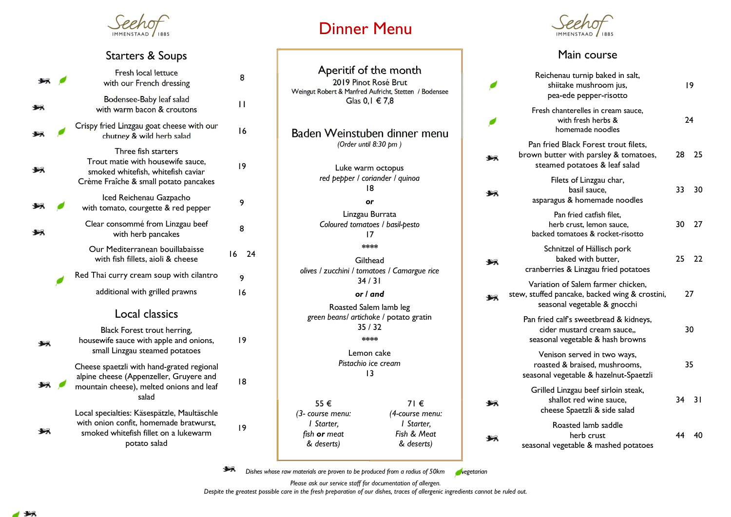# Dinner Menu

Seehof Immenstaad 1885

## Starters & Soups

| Dish | Price |
|---|---|
| Fresh local lettuce with our French dressing | 8 |
| Bodensee-Baby leaf salad with warm bacon & croutons | 11 |
| Crispy fried Linzgau goat cheese with our chutney & wild herb salad | 16 |
| Three fish starters: Trout matie with housewife sauce, smoked whitefish, whitefish caviar, Crème Fraîche & small potato pancakes | 19 |
| Iced Reichenau Gazpacho with tomato, courgette & red pepper | 9 |
| Clear consommé from Linzgau beef with herb pancakes | 8 |
| Our Mediterranean bouillabaisse with fish fillets, aioli & cheese | 16 24 |
| Red Thai curry cream soup with cilantro | 9 |
| additional with grilled prawns | 16 |

## Local classics

| Dish | Price |
|---|---|
| Black Forest trout herring, housewife sauce with apple and onions, small Linzgau steamed potatoes | 19 |
| Cheese spaetzli with hand-grated regional alpine cheese (Appenzeller, Gruyere and mountain cheese), melted onions and leaf salad | 18 |
| Local specialties: Käsespätzle, Maultäschle with onion confit, homemade bratwurst, smoked whitefish fillet on a lukewarm potato salad | 19 |

## Aperitif of the month

2019 Pinot Rosé Brut
Weingut Robert & Manfred Aufricht, Stetten / Bodensee
Glas 0,1 € 7,8

## Baden Weinstuben dinner menu

*(Order until 8:30 pm )*

Luke warm octopus
*red pepper / coriander / quinoa*
18

***or***

Linzgau Burrata
*Coloured tomatoes / basil-pesto*
17

****

Gilthead
*olives / zucchini / tomatoes / Camargue rice*
34 / 31

***or / and***

Roasted Salem lamb leg
*green beans/ artichoke / potato gratin*
35 / 32

****

Lemon cake
*Pistachio ice cream*
13

55 € *(3- course menu: 1 Starter, fish **or** meat & deserts)*

71 € *(4-course menu: 1 Starter, Fish & Meat & deserts)*

## Main course

| Dish | Price |
|---|---|
| Reichenau turnip baked in salt, shiitake mushroom jus, pea-ede pepper-risotto | 19 |
| Fresh chanterelles in cream sauce, with fresh herbs & homemade noodles | 24 |
| Pan fried Black Forest trout filets, brown butter with parsley & tomatoes, steamed potatoes & leaf salad | 28 25 |
| Filets of Linzgau char, basil sauce, asparagus & homemade noodles | 33 30 |
| Pan fried catfish filet, herb crust, lemon sauce, backed tomatoes & rocket-risotto | 30 27 |
| Schnitzel of Hällisch pork baked with butter, cranberries & Linzgau fried potatoes | 25 22 |
| Variation of Salem farmer chicken, stew, stuffed pancake, backed wing & crostini, seasonal vegetable & gnocchi | 27 |
| Pan fried calf's sweetbread & kidneys, cider mustard cream sauce,, seasonal vegetable & hash browns | 30 |
| Venison served in two ways, roasted & braised, mushrooms, seasonal vegetable & hazelnut-Spaetzli | 35 |
| Grilled Linzgau beef sirloin steak, shallot red wine sauce, cheese Spaetzli & side salad | 34 31 |
| Roasted lamb saddle herb crust seasonal vegetable & mashed potatoes | 44 40 |

*Dishes whose raw materials are proven to be produced from a radius of 50km* — *vegetarian*

*Please ask our service staff for documentation of allergen.*
*Despite the greatest possible care in the fresh preparation of our dishes, traces of allergenic ingredients cannot be ruled out.*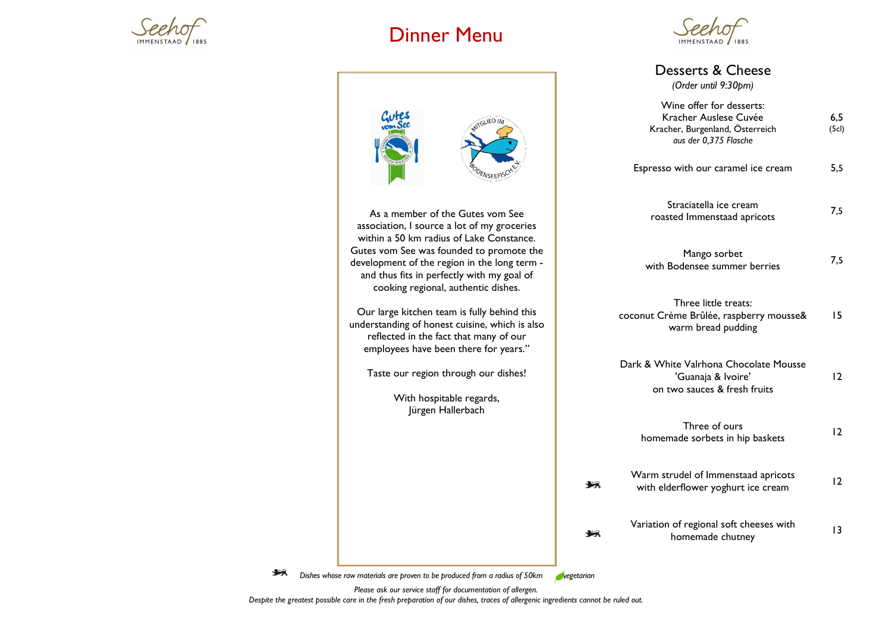# Dinner Menu

As a member of the Gutes vom See association, I source a lot of my groceries within a 50 km radius of Lake Constance. Gutes vom See was founded to promote the development of the region in the long term - and thus fits in perfectly with my goal of cooking regional, authentic dishes.

Our large kitchen team is fully behind this understanding of honest cuisine, which is also reflected in the fact that many of our employees have been there for years."

Taste our region through our dishes!

With hospitable regards,
Jürgen Hallerbach

## Desserts & Cheese

*(Order until 9:30pm)*

| | |
|---|---|
| Wine offer for desserts:<br>Kracher Auslese Cuvée<br>Kracher, Burgenland, Österreich<br>*aus der 0,375 Flasche* | 6,5<br>(5cl) |
| Espresso with our caramel ice cream | 5,5 |
| Straciatella ice cream<br>roasted Immenstaad apricots | 7,5 |
| Mango sorbet<br>with Bodensee summer berries | 7,5 |
| Three little treats:<br>coconut Crème Brûlée, raspberry mousse&<br>warm bread pudding | 15 |
| Dark & White Valrhona Chocolate Mousse<br>'Guanaja & Ivoire'<br>on two sauces & fresh fruits | 12 |
| Three of ours<br>homemade sorbets in hip baskets | 12 |
| Warm strudel of Immenstaad apricots<br>with elderflower yoghurt ice cream | 12 |
| Variation of regional soft cheeses with<br>homemade chutney | 13 |

*Dishes whose raw materials are proven to be produced from a radius of 50km* *vegetarian*

*Please ask our service staff for documentation of allergen.*
*Despite the greatest possible care in the fresh preparation of our dishes, traces of allergenic ingredients cannot be ruled out.*